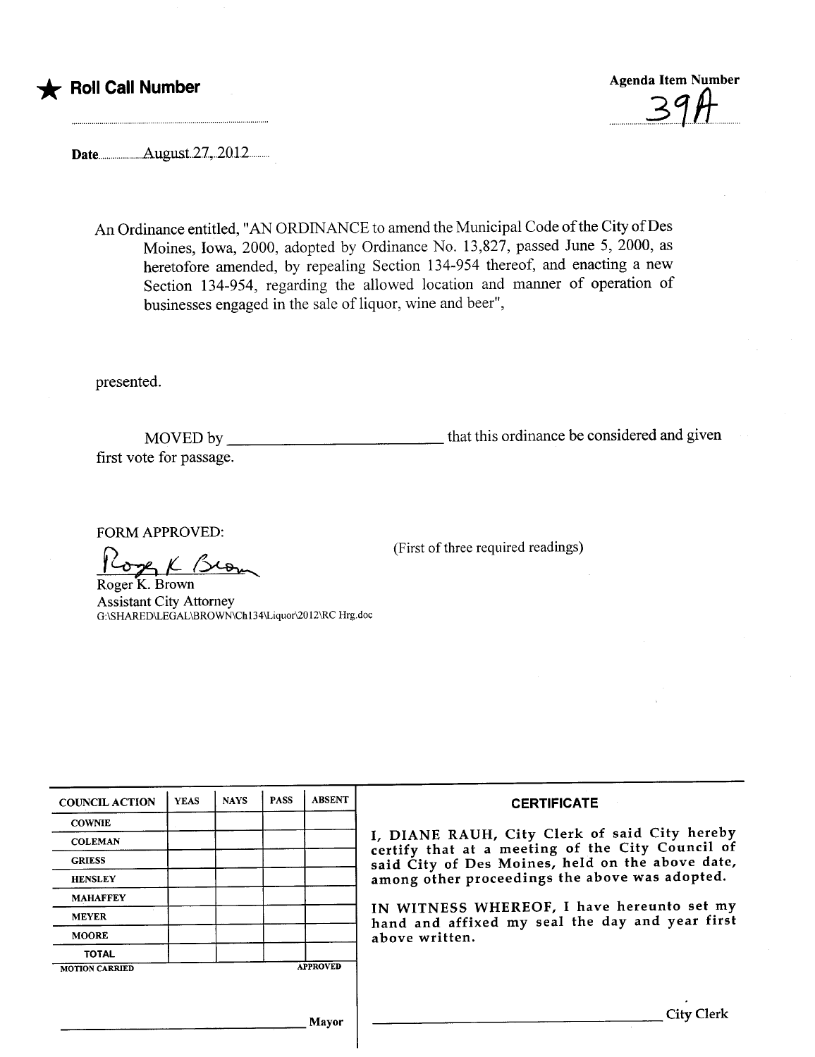★ **Roll Call Number**

Agenda Item Number

39A

Date August 27, 2012

An Ordinance entitled, "AN ORDINANCE to amend the Municipal Code of the City of Des Moines, Iowa, 2000, adopted by Ordinance No. 13,827, passed June 5, 2000, as heretofore amended, by repealing Section 134-954 thereof, and enacting a new Section 134-954, regarding the allowed location and manner of operation of businesses engaged in the sale of liquor, wine and beer",

presented.

MOVED by \_\_\_\_\_\_\_\_\_\_\_\_\_\_\_\_\_\_\_\_\_\_\_\_ that this ordinance be considered and given first vote for passage.

FORM APPROVED:

(First of three required readings)

Roger K. Brown
Assistant City Attorney
G:\SHARED\LEGAL\BROWN\Ch134\Liquor\2012\RC Hrg.doc

| COUNCIL ACTION | YEAS | NAYS | PASS | ABSENT |
|---|---|---|---|---|
| COWNIE | | | | |
| COLEMAN | | | | |
| GRIESS | | | | |
| HENSLEY | | | | |
| MAHAFFEY | | | | |
| MEYER | | | | |
| MOORE | | | | |
| TOTAL | | | | |

MOTION CARRIED APPROVED

\_\_\_\_\_\_\_\_\_\_\_\_\_\_\_\_\_\_\_\_\_\_\_\_ Mayor

**CERTIFICATE**

I, DIANE RAUH, City Clerk of said City hereby certify that at a meeting of the City Council of said City of Des Moines, held on the above date, among other proceedings the above was adopted.

IN WITNESS WHEREOF, I have hereunto set my hand and affixed my seal the day and year first above written.

\_\_\_\_\_\_\_\_\_\_\_\_\_\_\_\_\_\_\_\_\_\_\_\_ City Clerk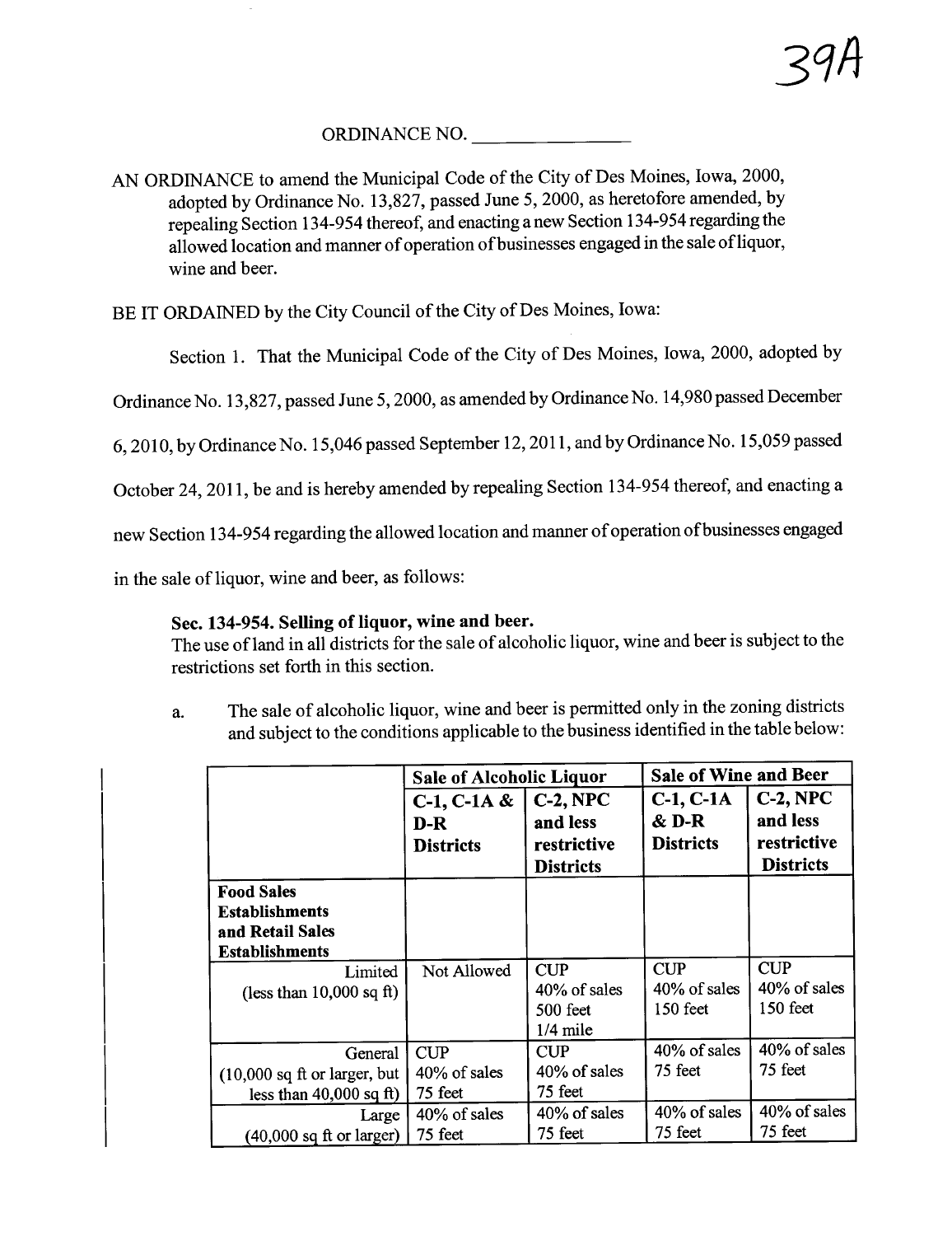39A

ORDINANCE NO. ________________

AN ORDINANCE to amend the Municipal Code of the City of Des Moines, Iowa, 2000, adopted by Ordinance No. 13,827, passed June 5, 2000, as heretofore amended, by repealing Section 134-954 thereof, and enacting a new Section 134-954 regarding the allowed location and manner of operation of businesses engaged in the sale of liquor, wine and beer.

BE IT ORDAINED by the City Council of the City of Des Moines, Iowa:

Section 1. That the Municipal Code of the City of Des Moines, Iowa, 2000, adopted by Ordinance No. 13,827, passed June 5, 2000, as amended by Ordinance No. 14,980 passed December 6, 2010, by Ordinance No. 15,046 passed September 12, 2011, and by Ordinance No. 15,059 passed October 24, 2011, be and is hereby amended by repealing Section 134-954 thereof, and enacting a new Section 134-954 regarding the allowed location and manner of operation of businesses engaged in the sale of liquor, wine and beer, as follows:

**Sec. 134-954. Selling of liquor, wine and beer.**
The use of land in all districts for the sale of alcoholic liquor, wine and beer is subject to the restrictions set forth in this section.

a. The sale of alcoholic liquor, wine and beer is permitted only in the zoning districts and subject to the conditions applicable to the business identified in the table below:

| | **Sale of Alcoholic Liquor** | | **Sale of Wine and Beer** | |
|---|---|---|---|---|
| | **C-1, C-1A & D-R Districts** | **C-2, NPC and less restrictive Districts** | **C-1, C-1A & D-R Districts** | **C-2, NPC and less restrictive Districts** |
| **Food Sales Establishments and Retail Sales Establishments** | | | | |
| Limited (less than 10,000 sq ft) | Not Allowed | CUP 40% of sales 500 feet 1/4 mile | CUP 40% of sales 150 feet | CUP 40% of sales 150 feet |
| General (10,000 sq ft or larger, but less than 40,000 sq ft) | CUP 40% of sales 75 feet | CUP 40% of sales 75 feet | 40% of sales 75 feet | 40% of sales 75 feet |
| Large (40,000 sq ft or larger) | 40% of sales 75 feet | 40% of sales 75 feet | 40% of sales 75 feet | 40% of sales 75 feet |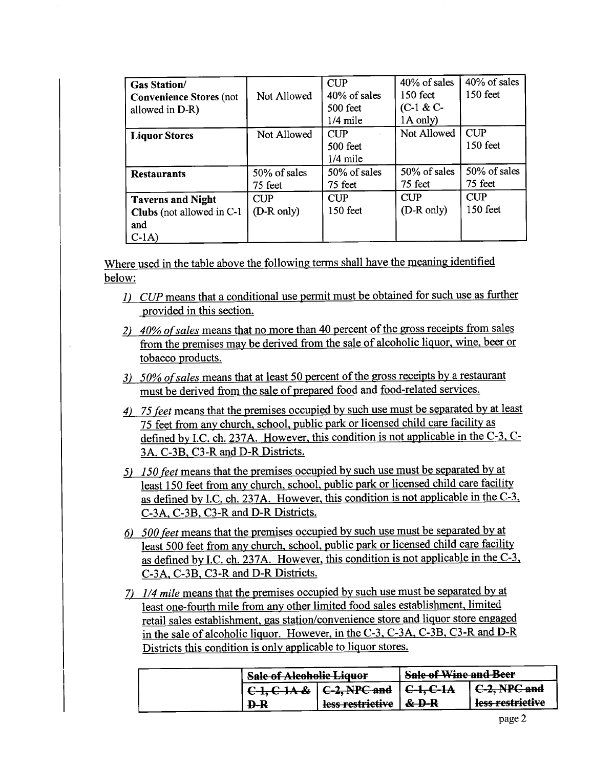| | | | | |
|---|---|---|---|---|
| **Gas Station/ Convenience Stores** (not allowed in D-R) | Not Allowed | CUP<br>40% of sales<br>500 feet<br>1/4 mile | 40% of sales<br>150 feet<br>(C-1 & C-1A only) | 40% of sales<br>150 feet |
| **Liquor Stores** | Not Allowed | CUP<br>500 feet<br>1/4 mile | Not Allowed | CUP<br>150 feet |
| **Restaurants** | 50% of sales<br>75 feet | 50% of sales<br>75 feet | 50% of sales<br>75 feet | 50% of sales<br>75 feet |
| **Taverns and Night Clubs** (not allowed in C-1 and C-1A) | CUP<br>(D-R only) | CUP<br>150 feet | CUP<br>(D-R only) | CUP<br>150 feet |

<u>Where used in the table above the following terms shall have the meaning identified below:</u>

1) <u>*CUP* means that a conditional use permit must be obtained for such use as further provided in this section.</u>
2) <u>*40% of sales* means that no more than 40 percent of the gross receipts from sales from the premises may be derived from the sale of alcoholic liquor, wine, beer or tobacco products.</u>
3) <u>*50% of sales* means that at least 50 percent of the gross receipts by a restaurant must be derived from the sale of prepared food and food-related services.</u>
4) <u>*75 feet* means that the premises occupied by such use must be separated by at least 75 feet from any church, school, public park or licensed child care facility as defined by I.C. ch. 237A. However, this condition is not applicable in the C-3, C-3A, C-3B, C3-R and D-R Districts.</u>
5) <u>*150 feet* means that the premises occupied by such use must be separated by at least 150 feet from any church, school, public park or licensed child care facility as defined by I.C. ch. 237A. However, this condition is not applicable in the C-3, C-3A, C-3B, C3-R and D-R Districts.</u>
6) <u>*500 feet* means that the premises occupied by such use must be separated by at least 500 feet from any church, school, public park or licensed child care facility as defined by I.C. ch. 237A. However, this condition is not applicable in the C-3, C-3A, C-3B, C3-R and D-R Districts.</u>
7) <u>*1/4 mile* means that the premises occupied by such use must be separated by at least one-fourth mile from any other limited food sales establishment, limited retail sales establishment, gas station/convenience store and liquor store engaged in the sale of alcoholic liquor. However, in the C-3, C-3A, C-3B, C3-R and D-R Districts this condition is only applicable to liquor stores.</u>

| | ~~Sale of Alcoholic Liquor~~ | | ~~Sale of Wine and Beer~~ | |
|---|---|---|---|---|
| | ~~C-1, C-1A & D-R~~ | ~~C-2, NPC and less restrictive~~ | ~~C-1, C-1A & D-R~~ | ~~C-2, NPC and less restrictive~~ |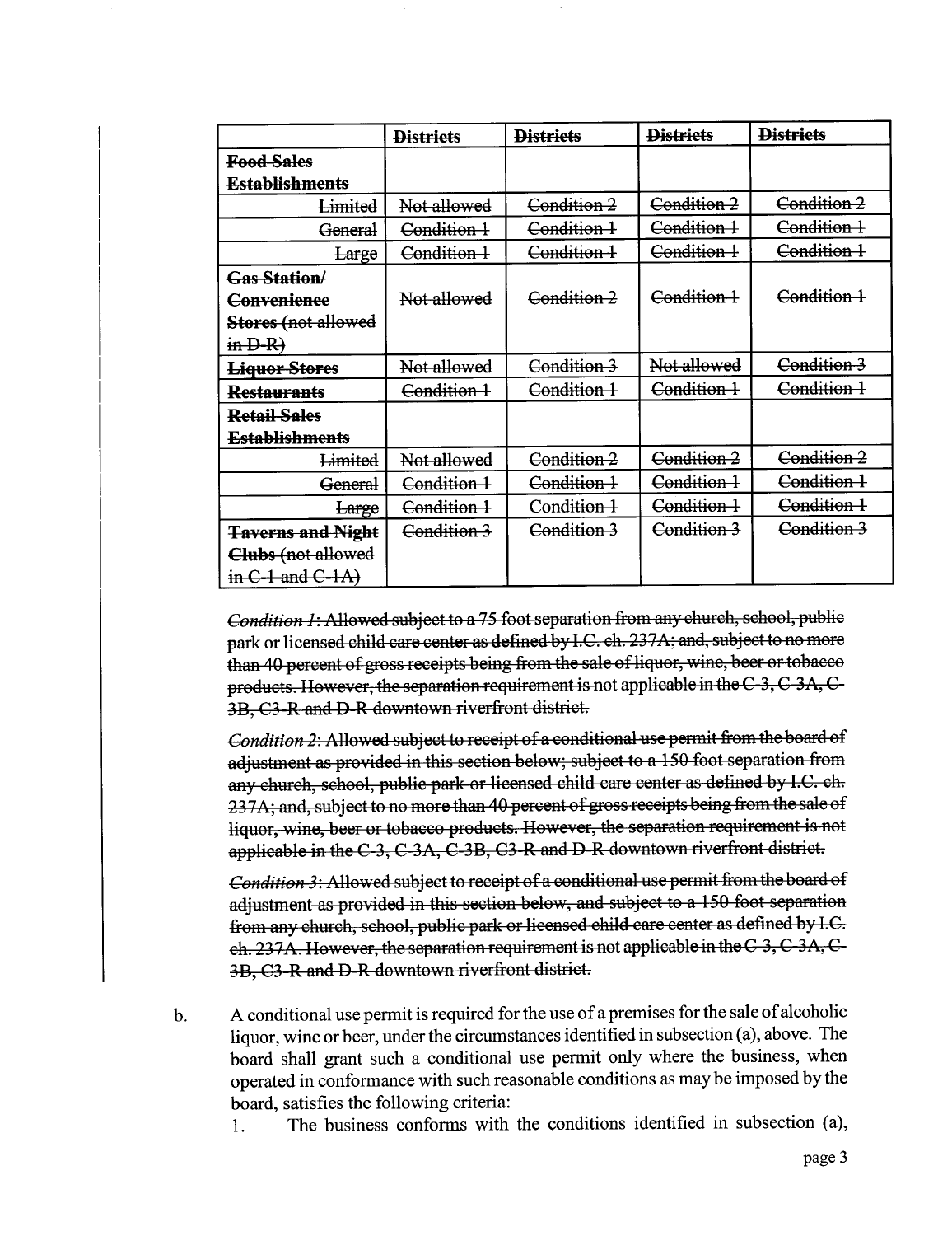| | ~~Districts~~ | ~~Districts~~ | ~~Districts~~ | ~~Districts~~ |
|---|---|---|---|---|
| ~~**Food Sales Establishments**~~ | | | | |
| ~~Limited~~ | ~~Not allowed~~ | ~~Condition 2~~ | ~~Condition 2~~ | ~~Condition 2~~ |
| ~~General~~ | ~~Condition 1~~ | ~~Condition 1~~ | ~~Condition 1~~ | ~~Condition 1~~ |
| ~~Large~~ | ~~Condition 1~~ | ~~Condition 1~~ | ~~Condition 1~~ | ~~Condition 1~~ |
| ~~**Gas Station/ Convenience Stores** (not allowed in D-R)~~ | ~~Not allowed~~ | ~~Condition 2~~ | ~~Condition 1~~ | ~~Condition 1~~ |
| ~~**Liquor Stores**~~ | ~~Not allowed~~ | ~~Condition 3~~ | ~~Not allowed~~ | ~~Condition 3~~ |
| ~~**Restaurants**~~ | ~~Condition 1~~ | ~~Condition 1~~ | ~~Condition 1~~ | ~~Condition 1~~ |
| ~~**Retail Sales Establishments**~~ | | | | |
| ~~Limited~~ | ~~Not allowed~~ | ~~Condition 2~~ | ~~Condition 2~~ | ~~Condition 2~~ |
| ~~General~~ | ~~Condition 1~~ | ~~Condition 1~~ | ~~Condition 1~~ | ~~Condition 1~~ |
| ~~Large~~ | ~~Condition 1~~ | ~~Condition 1~~ | ~~Condition 1~~ | ~~Condition 1~~ |
| ~~**Taverns and Night Clubs** (not allowed in C-1 and C-1A)~~ | ~~Condition 3~~ | ~~Condition 3~~ | ~~Condition 3~~ | ~~Condition 3~~ |

~~*Condition 1*: Allowed subject to a 75 foot separation from any church, school, public park or licensed child care center as defined by I.C. ch. 237A; and, subject to no more than 40 percent of gross receipts being from the sale of liquor, wine, beer or tobacco products. However, the separation requirement is not applicable in the C-3, C-3A, C-3B, C3-R and D-R downtown riverfront district.~~

~~*Condition 2*: Allowed subject to receipt of a conditional use permit from the board of adjustment as provided in this section below; subject to a 150 foot separation from any church, school, public park or licensed child care center as defined by I.C. ch. 237A; and, subject to no more than 40 percent of gross receipts being from the sale of liquor, wine, beer or tobacco products. However, the separation requirement is not applicable in the C-3, C-3A, C-3B, C3-R and D-R downtown riverfront district.~~

~~*Condition 3*: Allowed subject to receipt of a conditional use permit from the board of adjustment as provided in this section below, and subject to a 150 foot separation from any church, school, public park or licensed child care center as defined by I.C. ch. 237A. However, the separation requirement is not applicable in the C-3, C-3A, C-3B, C3-R and D-R downtown riverfront district.~~

b. A conditional use permit is required for the use of a premises for the sale of alcoholic liquor, wine or beer, under the circumstances identified in subsection (a), above. The board shall grant such a conditional use permit only where the business, when operated in conformance with such reasonable conditions as may be imposed by the board, satisfies the following criteria:

1. The business conforms with the conditions identified in subsection (a),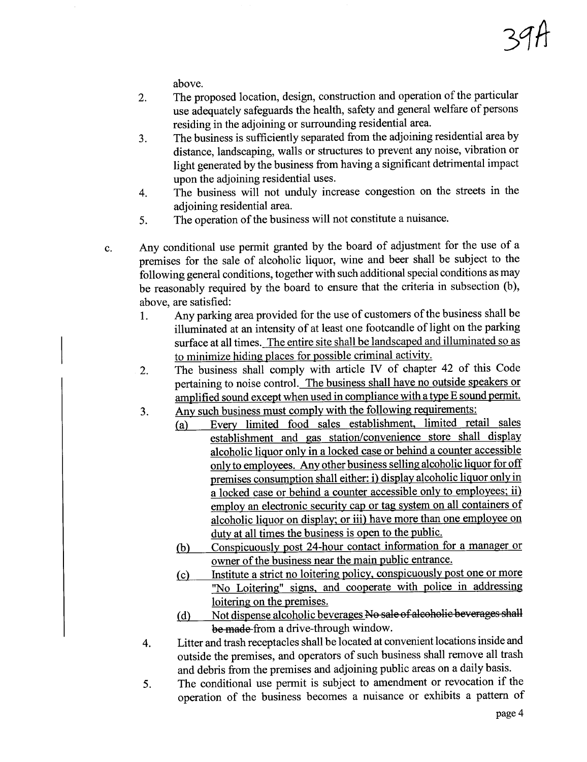above.

2. The proposed location, design, construction and operation of the particular use adequately safeguards the health, safety and general welfare of persons residing in the adjoining or surrounding residential area.
3. The business is sufficiently separated from the adjoining residential area by distance, landscaping, walls or structures to prevent any noise, vibration or light generated by the business from having a significant detrimental impact upon the adjoining residential uses.
4. The business will not unduly increase congestion on the streets in the adjoining residential area.
5. The operation of the business will not constitute a nuisance.

c. Any conditional use permit granted by the board of adjustment for the use of a premises for the sale of alcoholic liquor, wine and beer shall be subject to the following general conditions, together with such additional special conditions as may be reasonably required by the board to ensure that the criteria in subsection (b), above, are satisfied:

1. Any parking area provided for the use of customers of the business shall be illuminated at an intensity of at least one footcandle of light on the parking surface at all times. <u>The entire site shall be landscaped and illuminated so as to minimize hiding places for possible criminal activity.</u>
2. The business shall comply with article IV of chapter 42 of this Code pertaining to noise control. <u>The business shall have no outside speakers or amplified sound except when used in compliance with a type E sound permit.</u>
3. <u>Any such business must comply with the following requirements:</u>
   - <u>(a) Every limited food sales establishment, limited retail sales establishment and gas station/convenience store shall display alcoholic liquor only in a locked case or behind a counter accessible only to employees. Any other business selling alcoholic liquor for off premises consumption shall either: i) display alcoholic liquor only in a locked case or behind a counter accessible only to employees; ii) employ an electronic security cap or tag system on all containers of alcoholic liquor on display; or iii) have more than one employee on duty at all times the business is open to the public.</u>
   - <u>(b) Conspicuously post 24-hour contact information for a manager or owner of the business near the main public entrance.</u>
   - <u>(c) Institute a strict no loitering policy, conspicuously post one or more "No Loitering" signs, and cooperate with police in addressing loitering on the premises.</u>
   - <u>(d) Not dispense alcoholic beverages</u> ~~No sale of alcoholic beverages shall be made~~ from a drive-through window.
4. Litter and trash receptacles shall be located at convenient locations inside and outside the premises, and operators of such business shall remove all trash and debris from the premises and adjoining public areas on a daily basis.
5. The conditional use permit is subject to amendment or revocation if the operation of the business becomes a nuisance or exhibits a pattern of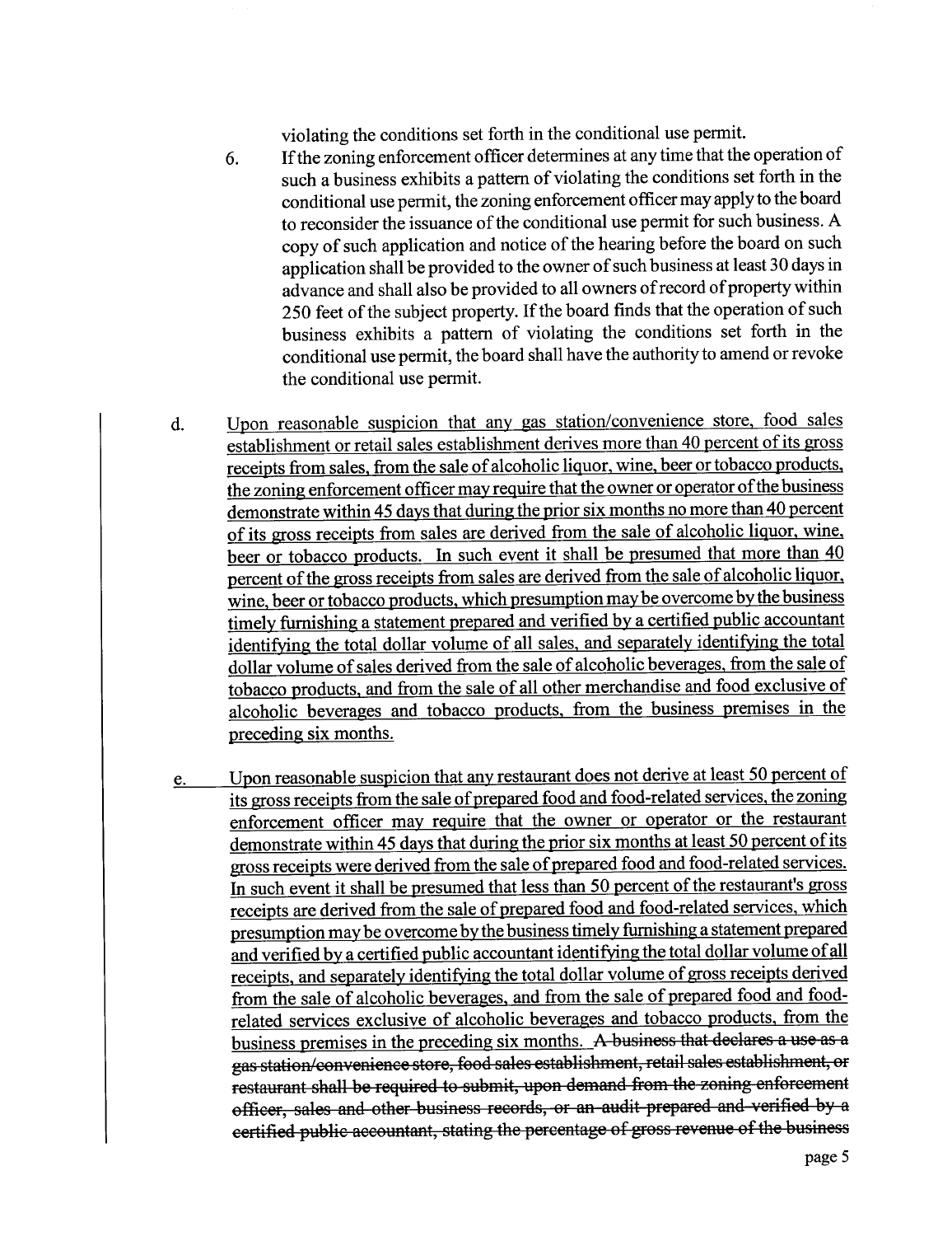violating the conditions set forth in the conditional use permit.

6. If the zoning enforcement officer determines at any time that the operation of such a business exhibits a pattern of violating the conditions set forth in the conditional use permit, the zoning enforcement officer may apply to the board to reconsider the issuance of the conditional use permit for such business. A copy of such application and notice of the hearing before the board on such application shall be provided to the owner of such business at least 30 days in advance and shall also be provided to all owners of record of property within 250 feet of the subject property. If the board finds that the operation of such business exhibits a pattern of violating the conditions set forth in the conditional use permit, the board shall have the authority to amend or revoke the conditional use permit.

d. <u>Upon reasonable suspicion that any gas station/convenience store, food sales establishment or retail sales establishment derives more than 40 percent of its gross receipts from sales, from the sale of alcoholic liquor, wine, beer or tobacco products, the zoning enforcement officer may require that the owner or operator of the business demonstrate within 45 days that during the prior six months no more than 40 percent of its gross receipts from sales are derived from the sale of alcoholic liquor, wine, beer or tobacco products. In such event it shall be presumed that more than 40 percent of the gross receipts from sales are derived from the sale of alcoholic liquor, wine, beer or tobacco products, which presumption may be overcome by the business timely furnishing a statement prepared and verified by a certified public accountant identifying the total dollar volume of all sales, and separately identifying the total dollar volume of sales derived from the sale of alcoholic beverages, from the sale of tobacco products, and from the sale of all other merchandise and food exclusive of alcoholic beverages and tobacco products, from the business premises in the preceding six months.</u>

<u>e.</u> <u>Upon reasonable suspicion that any restaurant does not derive at least 50 percent of its gross receipts from the sale of prepared food and food-related services, the zoning enforcement officer may require that the owner or operator or the restaurant demonstrate within 45 days that during the prior six months at least 50 percent of its gross receipts were derived from the sale of prepared food and food-related services. In such event it shall be presumed that less than 50 percent of the restaurant's gross receipts are derived from the sale of prepared food and food-related services, which presumption may be overcome by the business timely furnishing a statement prepared and verified by a certified public accountant identifying the total dollar volume of all receipts, and separately identifying the total dollar volume of gross receipts derived from the sale of alcoholic beverages, and from the sale of prepared food and food-related services exclusive of alcoholic beverages and tobacco products, from the business premises in the preceding six months.</u> ~~A business that declares a use as a gas station/convenience store, food sales establishment, retail sales establishment, or restaurant shall be required to submit, upon demand from the zoning enforcement officer, sales and other business records, or an audit prepared and verified by a certified public accountant, stating the percentage of gross revenue of the business~~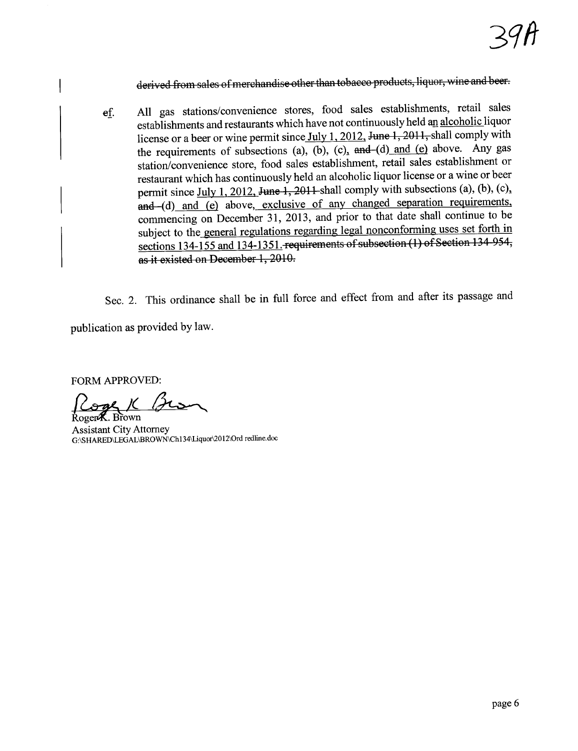39A

~~derived from sales of merchandise other than tobacco products, liquor, wine and beer.~~

~~e~~f. All gas stations/convenience stores, food sales establishments, retail sales establishments and restaurants which have not continuously held an alcoholic liquor license or a beer or wine permit since July 1, 2012, ~~June 1, 2011,~~ shall comply with the requirements of subsections (a), (b), (c), ~~and~~ (d) and (e) above. Any gas station/convenience store, food sales establishment, retail sales establishment or restaurant which has continuously held an alcoholic liquor license or a wine or beer permit since July 1, 2012, ~~June 1, 2011~~ shall comply with subsections (a), (b), (c), ~~and~~ (d) and (e) above, exclusive of any changed separation requirements, commencing on December 31, 2013, and prior to that date shall continue to be subject to the general regulations regarding legal nonconforming uses set forth in sections 134-155 and 134-1351. ~~requirements of subsection (1) of Section 134-954, as it existed on December 1, 2010.~~

Sec. 2. This ordinance shall be in full force and effect from and after its passage and publication as provided by law.

FORM APPROVED:

Roger K. Brown
Assistant City Attorney
G:\SHARED\LEGAL\BROWN\Ch134\Liquor\2012\Ord redline.doc